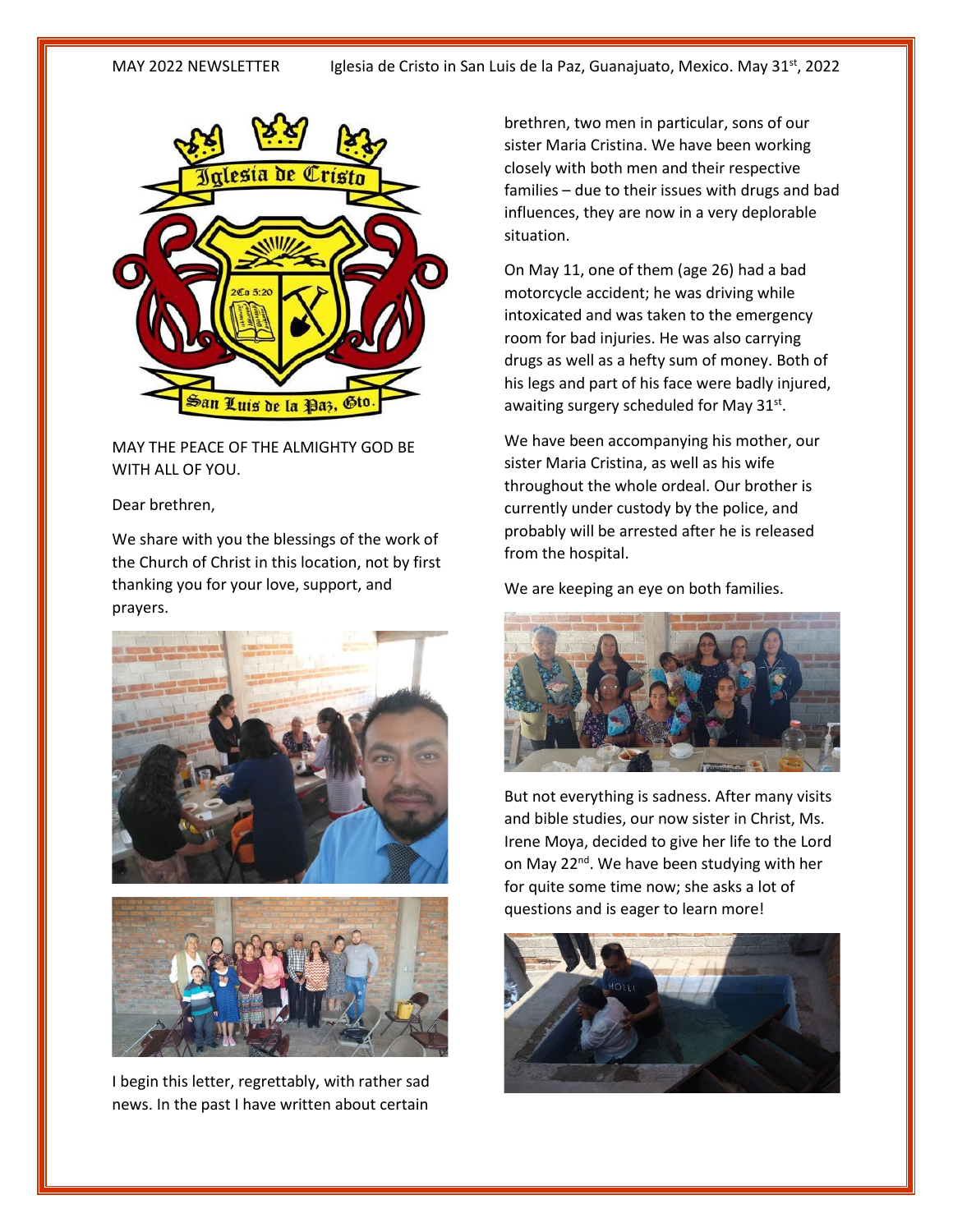MAY 2022 NEWSLETTER Iglesia de Cristo in San Luis de la Paz, Guanajuato, Mexico. May 31st, 2022

MAY THE PEACE OF THE ALMIGHTY GOD BE WITH ALL OF YOU.

Dear brethren,

We share with you the blessings of the work of the Church of Christ in this location, not by first thanking you for your love, support, and prayers.

I begin this letter, regrettably, with rather sad news. In the past I have written about certain brethren, two men in particular, sons of our sister Maria Cristina. We have been working closely with both men and their respective families – due to their issues with drugs and bad influences, they are now in a very deplorable situation.

On May 11, one of them (age 26) had a bad motorcycle accident; he was driving while intoxicated and was taken to the emergency room for bad injuries. He was also carrying drugs as well as a hefty sum of money. Both of his legs and part of his face were badly injured, awaiting surgery scheduled for May 31st.

We have been accompanying his mother, our sister Maria Cristina, as well as his wife throughout the whole ordeal. Our brother is currently under custody by the police, and probably will be arrested after he is released from the hospital.

We are keeping an eye on both families.

But not everything is sadness. After many visits and bible studies, our now sister in Christ, Ms. Irene Moya, decided to give her life to the Lord on May 22nd. We have been studying with her for quite some time now; she asks a lot of questions and is eager to learn more!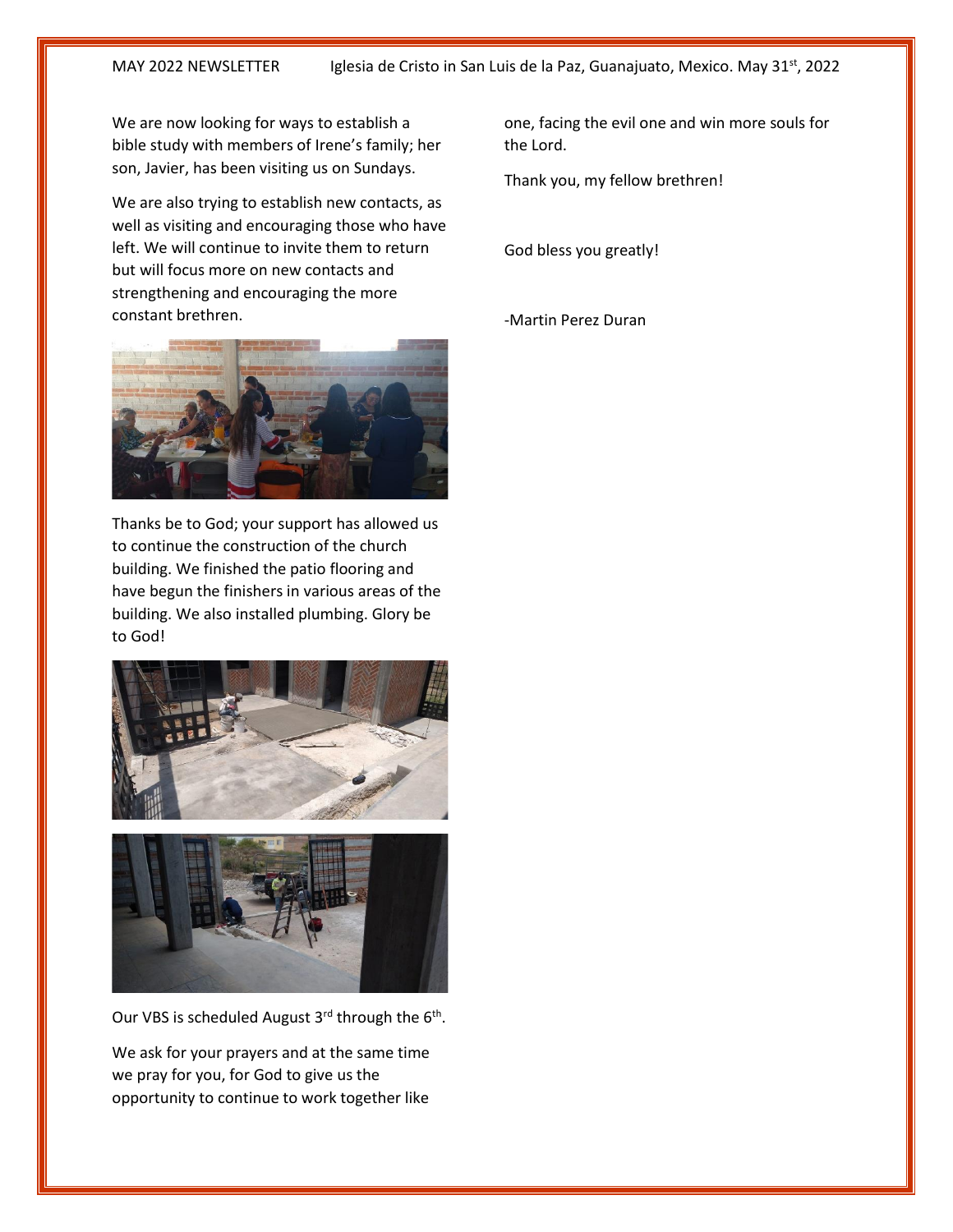We are now looking for ways to establish a bible study with members of Irene's family; her son, Javier, has been visiting us on Sundays.

We are also trying to establish new contacts, as well as visiting and encouraging those who have left. We will continue to invite them to return but will focus more on new contacts and strengthening and encouraging the more constant brethren.

Thanks be to God; your support has allowed us to continue the construction of the church building. We finished the patio flooring and have begun the finishers in various areas of the building. We also installed plumbing. Glory be to God!

Our VBS is scheduled August 3rd through the 6th.

We ask for your prayers and at the same time we pray for you, for God to give us the opportunity to continue to work together like one, facing the evil one and win more souls for the Lord.

Thank you, my fellow brethren!

God bless you greatly!

-Martin Perez Duran